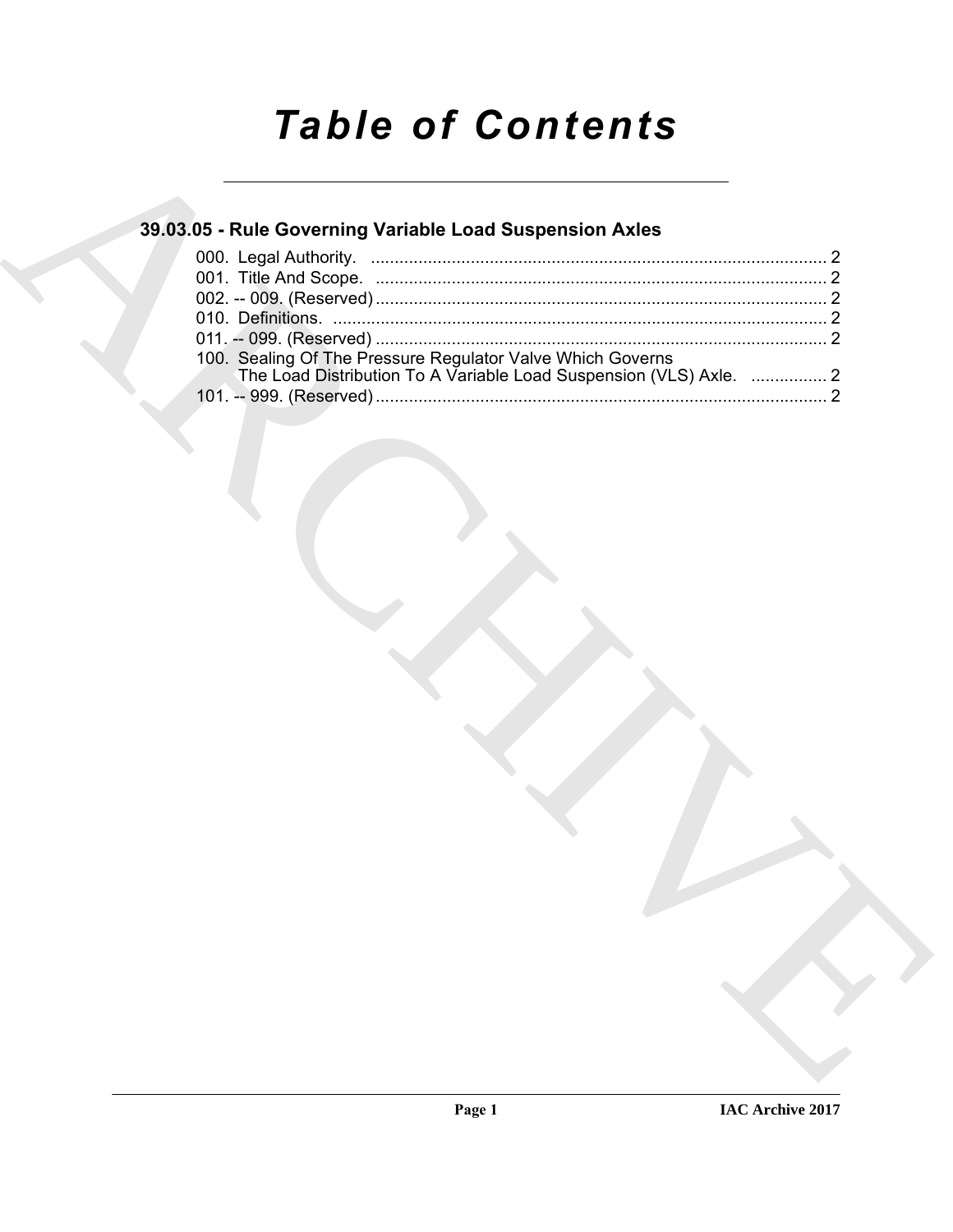# *Table of Contents*

## 39.03.05 - Rule Governing Variable Load Suspension Axles

000. Legal Authority. ..................................................................................... 2
001. Title And Scope. ..................................................................................... 2
002. -- 009. (Reserved) ..................................................................................... 2
010. Definitions. ..................................................................................... 2
011. -- 099. (Reserved) ..................................................................................... 2
100. Sealing Of The Pressure Regulator Valve Which Governs The Load Distribution To A Variable Load Suspension (VLS) Axle. ................ 2
101. -- 999. (Reserved) ..................................................................................... 2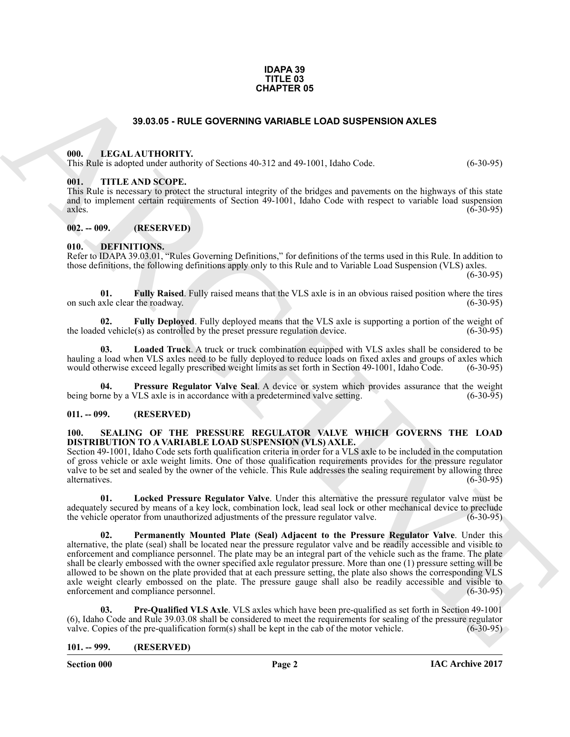**IDAPA 39**
**TITLE 03**
**CHAPTER 05**

# 39.03.05 - RULE GOVERNING VARIABLE LOAD SUSPENSION AXLES

## 000. LEGAL AUTHORITY.

This Rule is adopted under authority of Sections 40-312 and 49-1001, Idaho Code. (6-30-95)

## 001. TITLE AND SCOPE.

This Rule is necessary to protect the structural integrity of the bridges and pavements on the highways of this state and to implement certain requirements of Section 49-1001, Idaho Code with respect to variable load suspension axles. (6-30-95)

## 002. -- 009. (RESERVED)

## 010. DEFINITIONS.

Refer to IDAPA 39.03.01, "Rules Governing Definitions," for definitions of the terms used in this Rule. In addition to those definitions, the following definitions apply only to this Rule and to Variable Load Suspension (VLS) axles. (6-30-95)

**01. Fully Raised**. Fully raised means that the VLS axle is in an obvious raised position where the tires on such axle clear the roadway. (6-30-95)

**02. Fully Deployed**. Fully deployed means that the VLS axle is supporting a portion of the weight of the loaded vehicle(s) as controlled by the preset pressure regulation device. (6-30-95)

**03. Loaded Truck**. A truck or truck combination equipped with VLS axles shall be considered to be hauling a load when VLS axles need to be fully deployed to reduce loads on fixed axles and groups of axles which would otherwise exceed legally prescribed weight limits as set forth in Section 49-1001, Idaho Code. (6-30-95)

**04. Pressure Regulator Valve Seal**. A device or system which provides assurance that the weight being borne by a VLS axle is in accordance with a predetermined valve setting. (6-30-95)

## 011. -- 099. (RESERVED)

## 100. SEALING OF THE PRESSURE REGULATOR VALVE WHICH GOVERNS THE LOAD DISTRIBUTION TO A VARIABLE LOAD SUSPENSION (VLS) AXLE.

Section 49-1001, Idaho Code sets forth qualification criteria in order for a VLS axle to be included in the computation of gross vehicle or axle weight limits. One of those qualification requirements provides for the pressure regulator valve to be set and sealed by the owner of the vehicle. This Rule addresses the sealing requirement by allowing three alternatives. (6-30-95)

**01. Locked Pressure Regulator Valve**. Under this alternative the pressure regulator valve must be adequately secured by means of a key lock, combination lock, lead seal lock or other mechanical device to preclude the vehicle operator from unauthorized adjustments of the pressure regulator valve. (6-30-95)

**02. Permanently Mounted Plate (Seal) Adjacent to the Pressure Regulator Valve**. Under this alternative, the plate (seal) shall be located near the pressure regulator valve and be readily accessible and visible to enforcement and compliance personnel. The plate may be an integral part of the vehicle such as the frame. The plate shall be clearly embossed with the owner specified axle regulator pressure. More than one (1) pressure setting will be allowed to be shown on the plate provided that at each pressure setting, the plate also shows the corresponding VLS axle weight clearly embossed on the plate. The pressure gauge shall also be readily accessible and visible to enforcement and compliance personnel. (6-30-95)

**03. Pre-Qualified VLS Axle**. VLS axles which have been pre-qualified as set forth in Section 49-1001 (6), Idaho Code and Rule 39.03.08 shall be considered to meet the requirements for sealing of the pressure regulator valve. Copies of the pre-qualification form(s) shall be kept in the cab of the motor vehicle. (6-30-95)

## 101. -- 999. (RESERVED)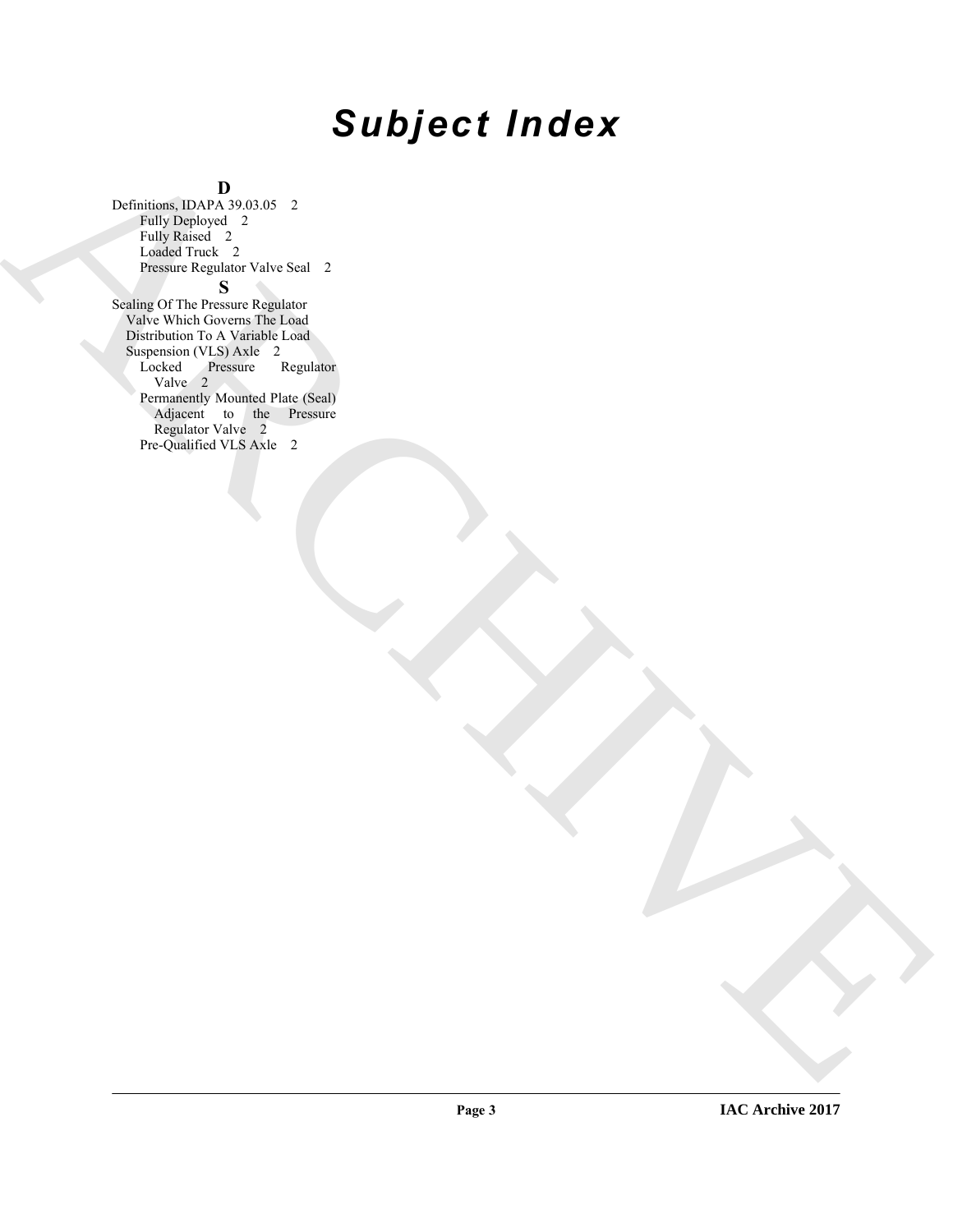# Subject Index

## D

Definitions, IDAPA 39.03.05    2
- Fully Deployed    2
- Fully Raised    2
- Loaded Truck    2
- Pressure Regulator Valve Seal    2

## S

Sealing Of The Pressure Regulator Valve Which Governs The Load Distribution To A Variable Load Suspension (VLS) Axle    2
- Locked Pressure Regulator Valve    2
- Permanently Mounted Plate (Seal) Adjacent to the Pressure Regulator Valve    2
- Pre-Qualified VLS Axle    2